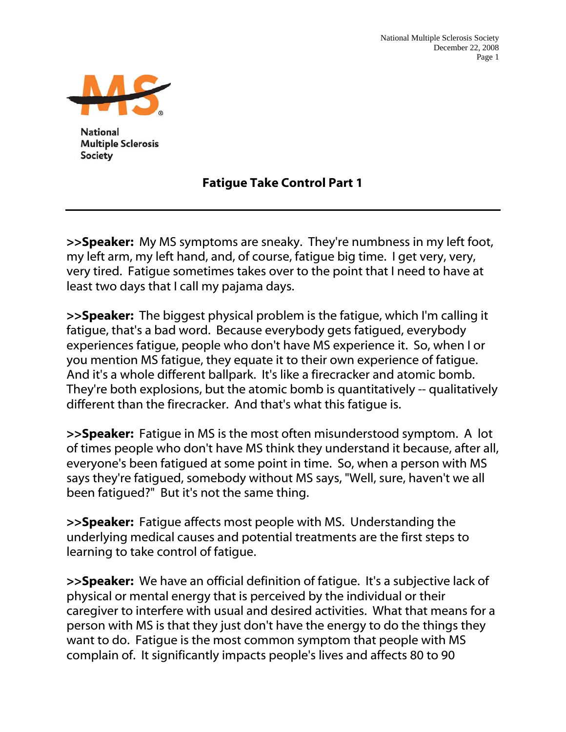# Fatigue Take Control Part 1

---

**>>Speaker:** My MS symptoms are sneaky. They're numbness in my left foot, my left arm, my left hand, and, of course, fatigue big time. I get very, very, very tired. Fatigue sometimes takes over to the point that I need to have at least two days that I call my pajama days.

**>>Speaker:** The biggest physical problem is the fatigue, which I'm calling it fatigue, that's a bad word. Because everybody gets fatigued, everybody experiences fatigue, people who don't have MS experience it. So, when I or you mention MS fatigue, they equate it to their own experience of fatigue. And it's a whole different ballpark. It's like a firecracker and atomic bomb. They're both explosions, but the atomic bomb is quantitatively -- qualitatively different than the firecracker. And that's what this fatigue is.

**>>Speaker:** Fatigue in MS is the most often misunderstood symptom. A lot of times people who don't have MS think they understand it because, after all, everyone's been fatigued at some point in time. So, when a person with MS says they're fatigued, somebody without MS says, "Well, sure, haven't we all been fatigued?" But it's not the same thing.

**>>Speaker:** Fatigue affects most people with MS. Understanding the underlying medical causes and potential treatments are the first steps to learning to take control of fatigue.

**>>Speaker:** We have an official definition of fatigue. It's a subjective lack of physical or mental energy that is perceived by the individual or their caregiver to interfere with usual and desired activities. What that means for a person with MS is that they just don't have the energy to do the things they want to do. Fatigue is the most common symptom that people with MS complain of. It significantly impacts people's lives and affects 80 to 90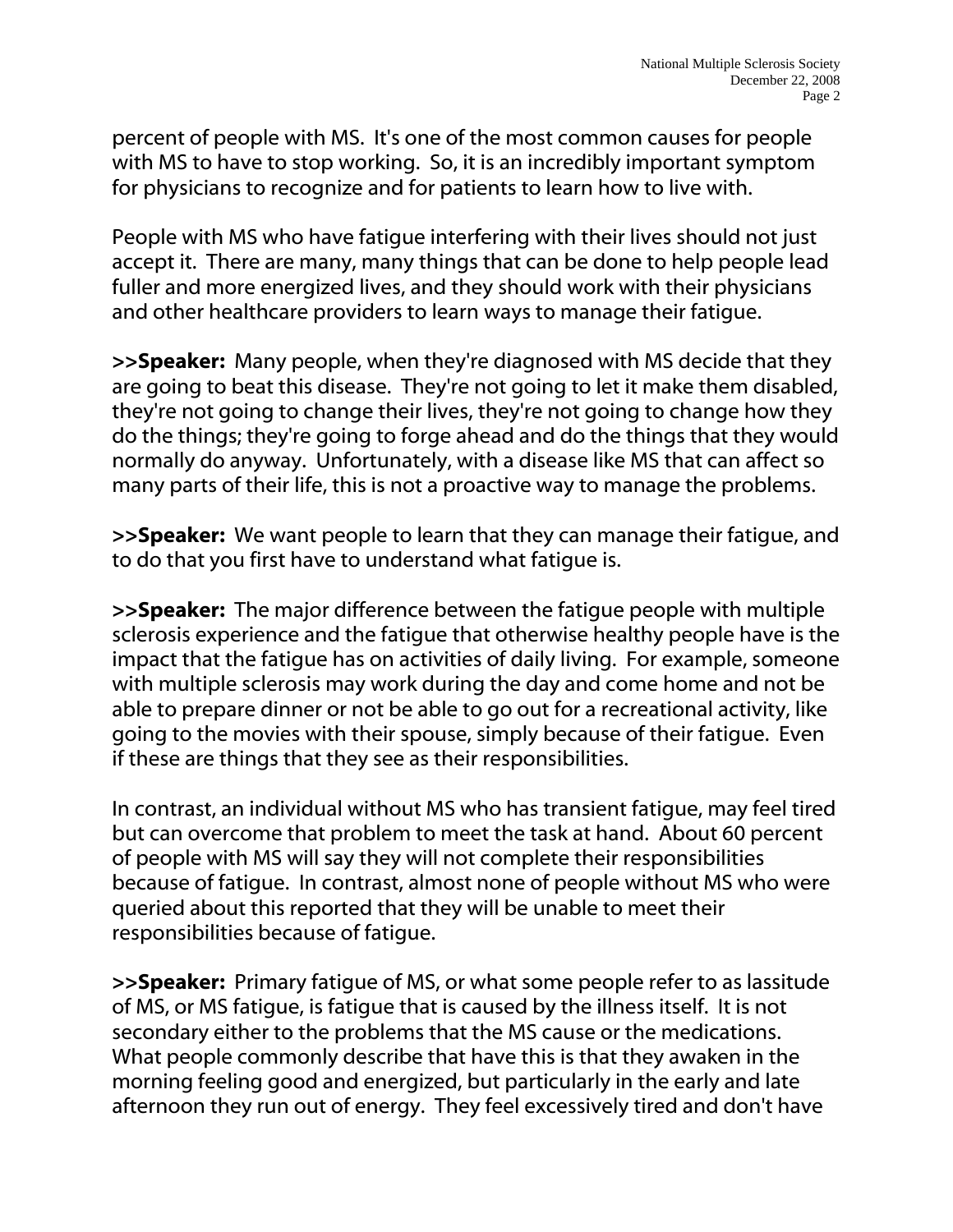percent of people with MS. It's one of the most common causes for people with MS to have to stop working. So, it is an incredibly important symptom for physicians to recognize and for patients to learn how to live with.

People with MS who have fatigue interfering with their lives should not just accept it. There are many, many things that can be done to help people lead fuller and more energized lives, and they should work with their physicians and other healthcare providers to learn ways to manage their fatigue.

**>>Speaker:** Many people, when they're diagnosed with MS decide that they are going to beat this disease. They're not going to let it make them disabled, they're not going to change their lives, they're not going to change how they do the things; they're going to forge ahead and do the things that they would normally do anyway. Unfortunately, with a disease like MS that can affect so many parts of their life, this is not a proactive way to manage the problems.

**>>Speaker:** We want people to learn that they can manage their fatigue, and to do that you first have to understand what fatigue is.

**>>Speaker:** The major difference between the fatigue people with multiple sclerosis experience and the fatigue that otherwise healthy people have is the impact that the fatigue has on activities of daily living. For example, someone with multiple sclerosis may work during the day and come home and not be able to prepare dinner or not be able to go out for a recreational activity, like going to the movies with their spouse, simply because of their fatigue. Even if these are things that they see as their responsibilities.

In contrast, an individual without MS who has transient fatigue, may feel tired but can overcome that problem to meet the task at hand. About 60 percent of people with MS will say they will not complete their responsibilities because of fatigue. In contrast, almost none of people without MS who were queried about this reported that they will be unable to meet their responsibilities because of fatigue.

**>>Speaker:** Primary fatigue of MS, or what some people refer to as lassitude of MS, or MS fatigue, is fatigue that is caused by the illness itself. It is not secondary either to the problems that the MS cause or the medications. What people commonly describe that have this is that they awaken in the morning feeling good and energized, but particularly in the early and late afternoon they run out of energy. They feel excessively tired and don't have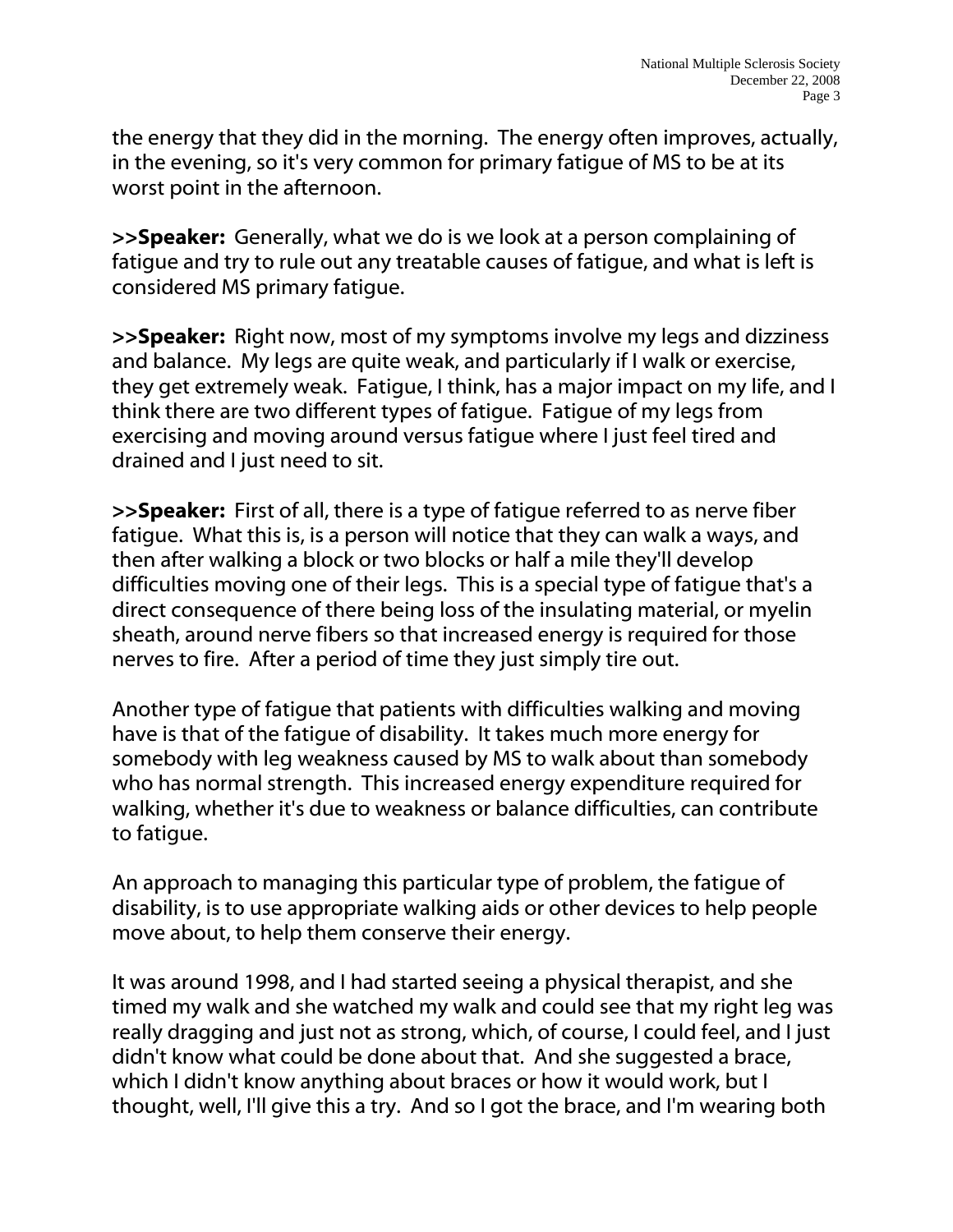the energy that they did in the morning. The energy often improves, actually, in the evening, so it's very common for primary fatigue of MS to be at its worst point in the afternoon.

**>>Speaker:** Generally, what we do is we look at a person complaining of fatigue and try to rule out any treatable causes of fatigue, and what is left is considered MS primary fatigue.

**>>Speaker:** Right now, most of my symptoms involve my legs and dizziness and balance. My legs are quite weak, and particularly if I walk or exercise, they get extremely weak. Fatigue, I think, has a major impact on my life, and I think there are two different types of fatigue. Fatigue of my legs from exercising and moving around versus fatigue where I just feel tired and drained and I just need to sit.

**>>Speaker:** First of all, there is a type of fatigue referred to as nerve fiber fatigue. What this is, is a person will notice that they can walk a ways, and then after walking a block or two blocks or half a mile they'll develop difficulties moving one of their legs. This is a special type of fatigue that's a direct consequence of there being loss of the insulating material, or myelin sheath, around nerve fibers so that increased energy is required for those nerves to fire. After a period of time they just simply tire out.

Another type of fatigue that patients with difficulties walking and moving have is that of the fatigue of disability. It takes much more energy for somebody with leg weakness caused by MS to walk about than somebody who has normal strength. This increased energy expenditure required for walking, whether it's due to weakness or balance difficulties, can contribute to fatigue.

An approach to managing this particular type of problem, the fatigue of disability, is to use appropriate walking aids or other devices to help people move about, to help them conserve their energy.

It was around 1998, and I had started seeing a physical therapist, and she timed my walk and she watched my walk and could see that my right leg was really dragging and just not as strong, which, of course, I could feel, and I just didn't know what could be done about that. And she suggested a brace, which I didn't know anything about braces or how it would work, but I thought, well, I'll give this a try. And so I got the brace, and I'm wearing both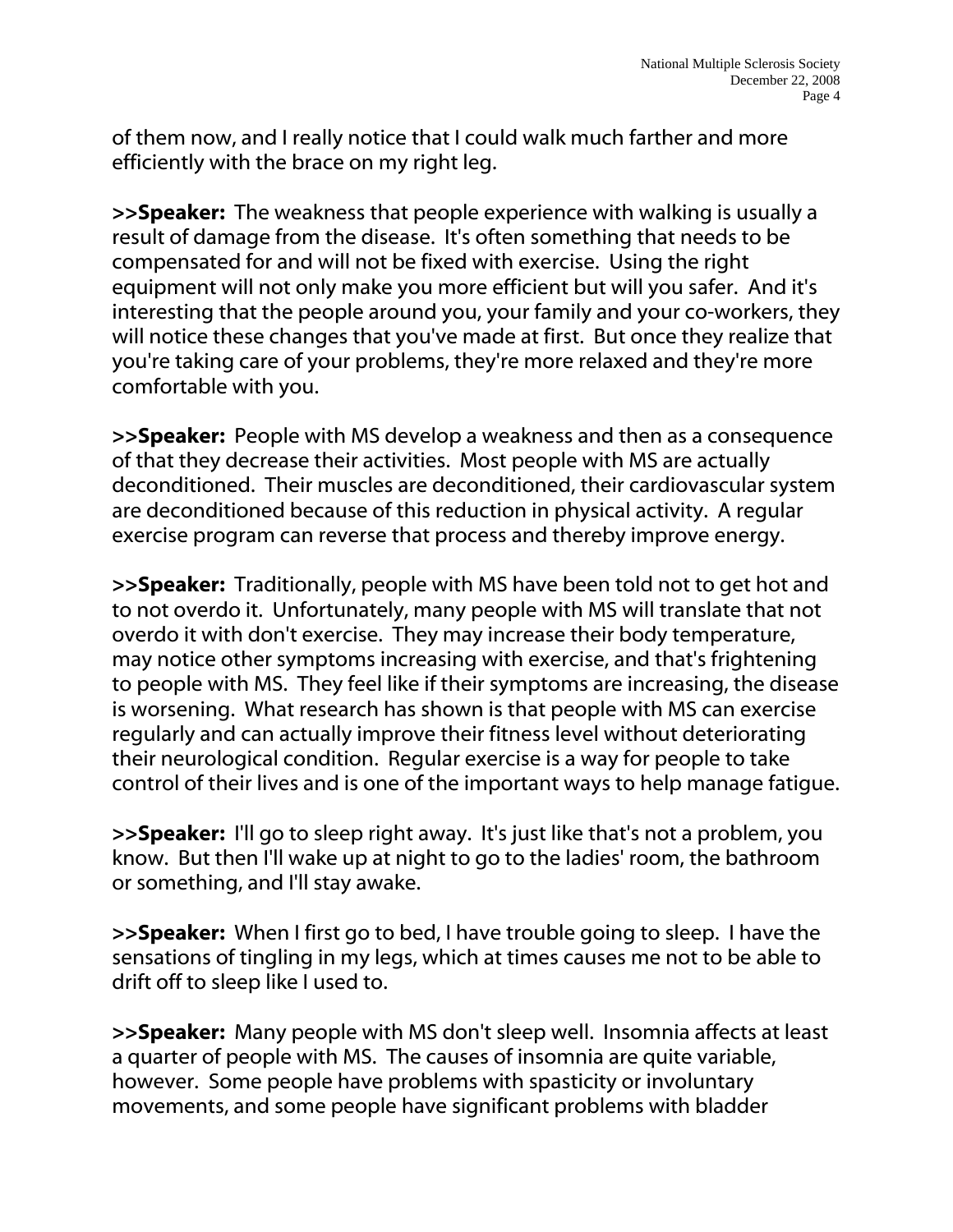of them now, and I really notice that I could walk much farther and more efficiently with the brace on my right leg.

**>>Speaker:** The weakness that people experience with walking is usually a result of damage from the disease. It's often something that needs to be compensated for and will not be fixed with exercise. Using the right equipment will not only make you more efficient but will you safer. And it's interesting that the people around you, your family and your co-workers, they will notice these changes that you've made at first. But once they realize that you're taking care of your problems, they're more relaxed and they're more comfortable with you.

**>>Speaker:** People with MS develop a weakness and then as a consequence of that they decrease their activities. Most people with MS are actually deconditioned. Their muscles are deconditioned, their cardiovascular system are deconditioned because of this reduction in physical activity. A regular exercise program can reverse that process and thereby improve energy.

**>>Speaker:** Traditionally, people with MS have been told not to get hot and to not overdo it. Unfortunately, many people with MS will translate that not overdo it with don't exercise. They may increase their body temperature, may notice other symptoms increasing with exercise, and that's frightening to people with MS. They feel like if their symptoms are increasing, the disease is worsening. What research has shown is that people with MS can exercise regularly and can actually improve their fitness level without deteriorating their neurological condition. Regular exercise is a way for people to take control of their lives and is one of the important ways to help manage fatigue.

**>>Speaker:** I'll go to sleep right away. It's just like that's not a problem, you know. But then I'll wake up at night to go to the ladies' room, the bathroom or something, and I'll stay awake.

**>>Speaker:** When I first go to bed, I have trouble going to sleep. I have the sensations of tingling in my legs, which at times causes me not to be able to drift off to sleep like I used to.

**>>Speaker:** Many people with MS don't sleep well. Insomnia affects at least a quarter of people with MS. The causes of insomnia are quite variable, however. Some people have problems with spasticity or involuntary movements, and some people have significant problems with bladder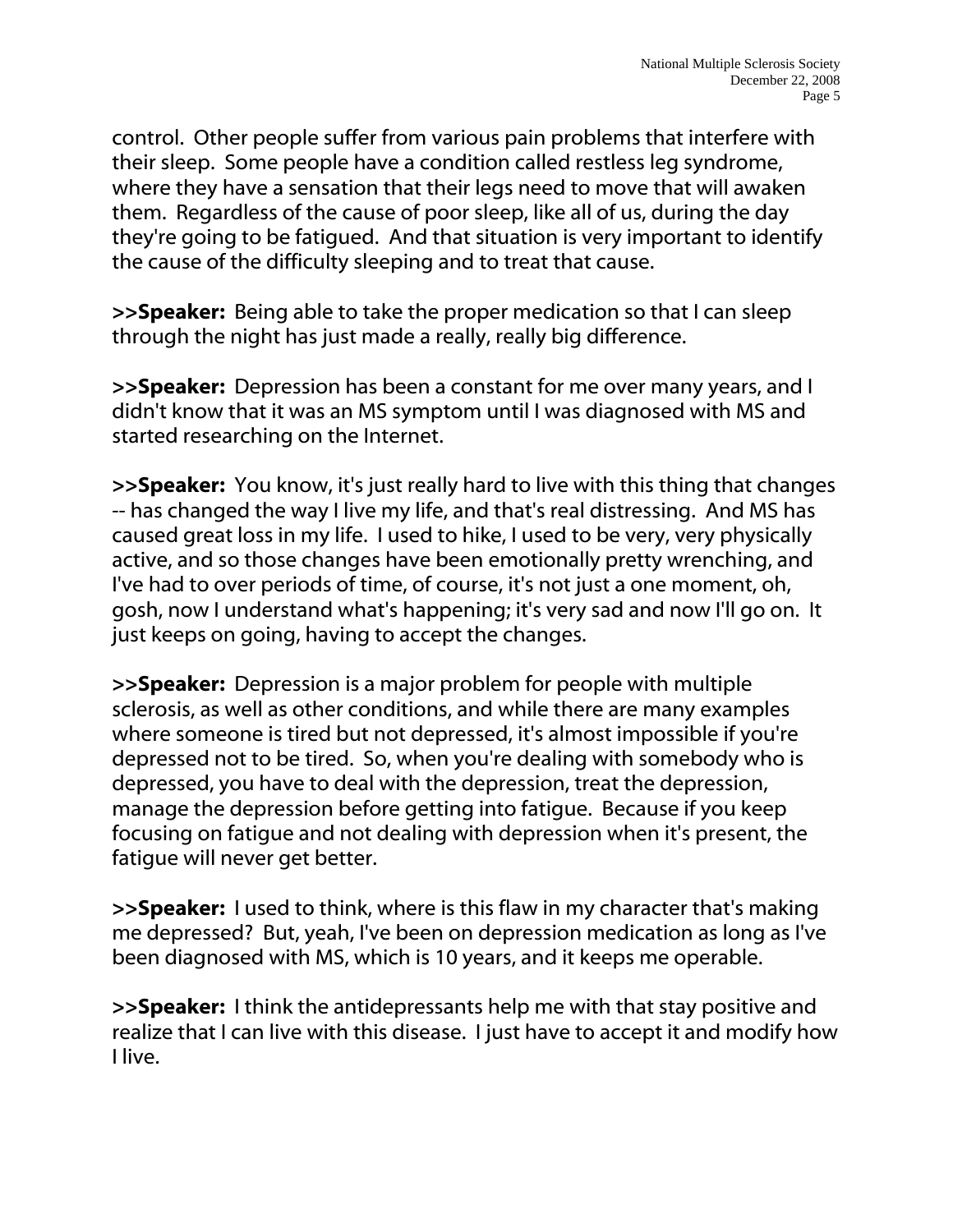control. Other people suffer from various pain problems that interfere with their sleep. Some people have a condition called restless leg syndrome, where they have a sensation that their legs need to move that will awaken them. Regardless of the cause of poor sleep, like all of us, during the day they're going to be fatigued. And that situation is very important to identify the cause of the difficulty sleeping and to treat that cause.

**>>Speaker:** Being able to take the proper medication so that I can sleep through the night has just made a really, really big difference.

**>>Speaker:** Depression has been a constant for me over many years, and I didn't know that it was an MS symptom until I was diagnosed with MS and started researching on the Internet.

**>>Speaker:** You know, it's just really hard to live with this thing that changes -- has changed the way I live my life, and that's real distressing. And MS has caused great loss in my life. I used to hike, I used to be very, very physically active, and so those changes have been emotionally pretty wrenching, and I've had to over periods of time, of course, it's not just a one moment, oh, gosh, now I understand what's happening; it's very sad and now I'll go on. It just keeps on going, having to accept the changes.

**>>Speaker:** Depression is a major problem for people with multiple sclerosis, as well as other conditions, and while there are many examples where someone is tired but not depressed, it's almost impossible if you're depressed not to be tired. So, when you're dealing with somebody who is depressed, you have to deal with the depression, treat the depression, manage the depression before getting into fatigue. Because if you keep focusing on fatigue and not dealing with depression when it's present, the fatigue will never get better.

**>>Speaker:** I used to think, where is this flaw in my character that's making me depressed? But, yeah, I've been on depression medication as long as I've been diagnosed with MS, which is 10 years, and it keeps me operable.

**>>Speaker:** I think the antidepressants help me with that stay positive and realize that I can live with this disease. I just have to accept it and modify how I live.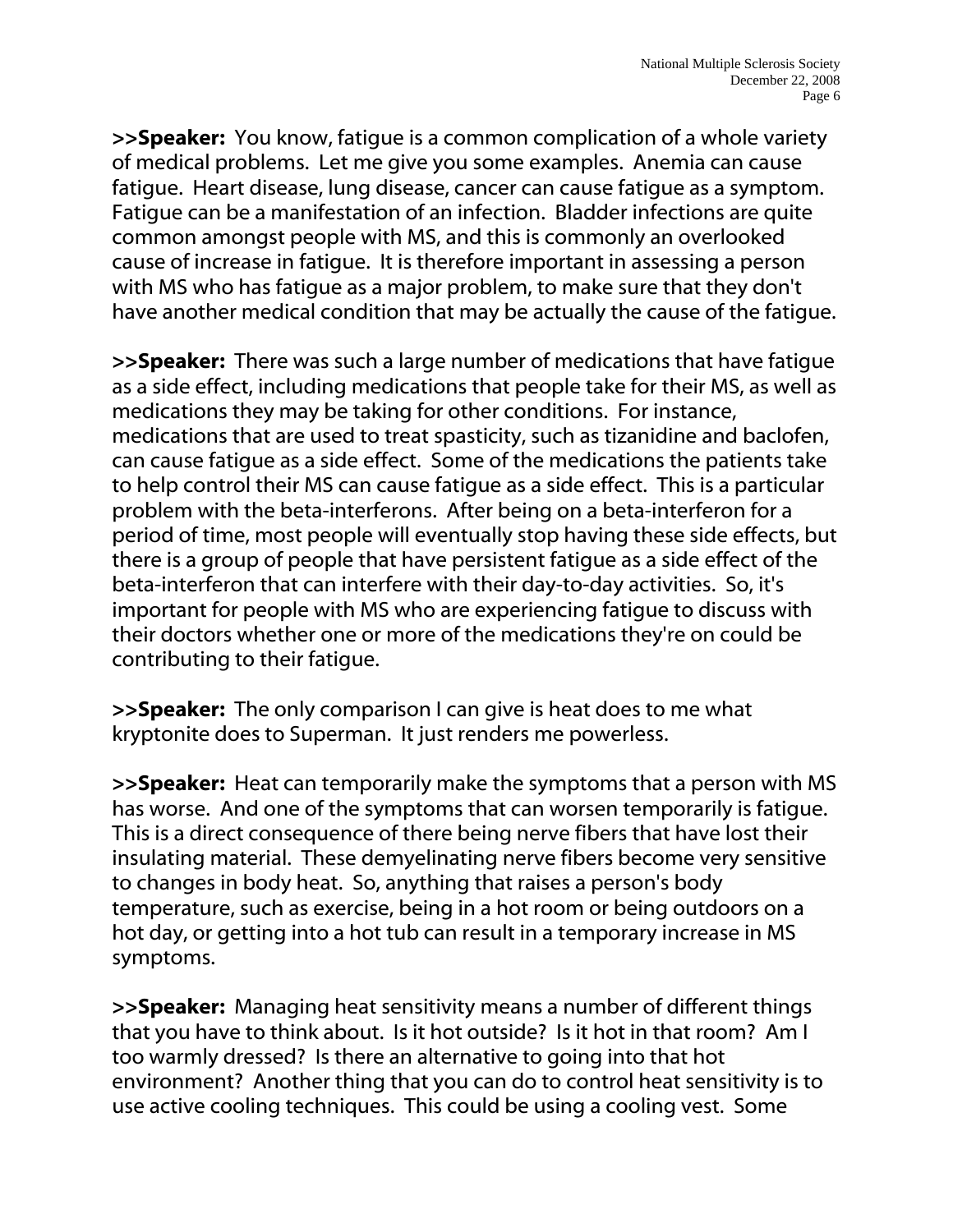**>>Speaker:** You know, fatigue is a common complication of a whole variety of medical problems. Let me give you some examples. Anemia can cause fatigue. Heart disease, lung disease, cancer can cause fatigue as a symptom. Fatigue can be a manifestation of an infection. Bladder infections are quite common amongst people with MS, and this is commonly an overlooked cause of increase in fatigue. It is therefore important in assessing a person with MS who has fatigue as a major problem, to make sure that they don't have another medical condition that may be actually the cause of the fatigue.

**>>Speaker:** There was such a large number of medications that have fatigue as a side effect, including medications that people take for their MS, as well as medications they may be taking for other conditions. For instance, medications that are used to treat spasticity, such as tizanidine and baclofen, can cause fatigue as a side effect. Some of the medications the patients take to help control their MS can cause fatigue as a side effect. This is a particular problem with the beta-interferons. After being on a beta-interferon for a period of time, most people will eventually stop having these side effects, but there is a group of people that have persistent fatigue as a side effect of the beta-interferon that can interfere with their day-to-day activities. So, it's important for people with MS who are experiencing fatigue to discuss with their doctors whether one or more of the medications they're on could be contributing to their fatigue.

**>>Speaker:** The only comparison I can give is heat does to me what kryptonite does to Superman. It just renders me powerless.

**>>Speaker:** Heat can temporarily make the symptoms that a person with MS has worse. And one of the symptoms that can worsen temporarily is fatigue. This is a direct consequence of there being nerve fibers that have lost their insulating material. These demyelinating nerve fibers become very sensitive to changes in body heat. So, anything that raises a person's body temperature, such as exercise, being in a hot room or being outdoors on a hot day, or getting into a hot tub can result in a temporary increase in MS symptoms.

**>>Speaker:** Managing heat sensitivity means a number of different things that you have to think about. Is it hot outside? Is it hot in that room? Am I too warmly dressed? Is there an alternative to going into that hot environment? Another thing that you can do to control heat sensitivity is to use active cooling techniques. This could be using a cooling vest. Some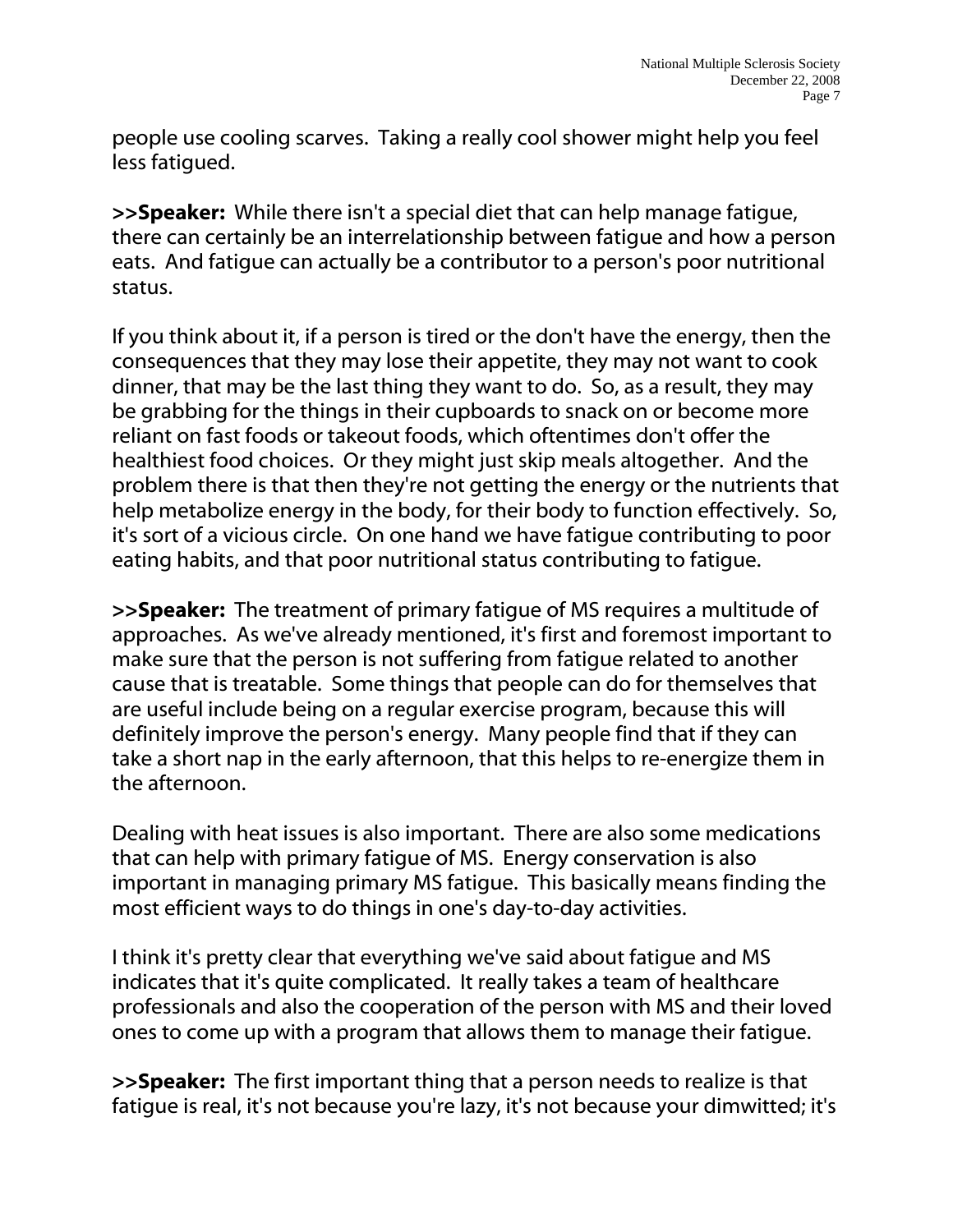people use cooling scarves.  Taking a really cool shower might help you feel less fatigued.

**>>Speaker:** While there isn't a special diet that can help manage fatigue, there can certainly be an interrelationship between fatigue and how a person eats.  And fatigue can actually be a contributor to a person's poor nutritional status.

If you think about it, if a person is tired or the don't have the energy, then the consequences that they may lose their appetite, they may not want to cook dinner, that may be the last thing they want to do.  So, as a result, they may be grabbing for the things in their cupboards to snack on or become more reliant on fast foods or takeout foods, which oftentimes don't offer the healthiest food choices.  Or they might just skip meals altogether.  And the problem there is that then they're not getting the energy or the nutrients that help metabolize energy in the body, for their body to function effectively.  So, it's sort of a vicious circle.  On one hand we have fatigue contributing to poor eating habits, and that poor nutritional status contributing to fatigue.

**>>Speaker:** The treatment of primary fatigue of MS requires a multitude of approaches.  As we've already mentioned, it's first and foremost important to make sure that the person is not suffering from fatigue related to another cause that is treatable.  Some things that people can do for themselves that are useful include being on a regular exercise program, because this will definitely improve the person's energy.  Many people find that if they can take a short nap in the early afternoon, that this helps to re-energize them in the afternoon.

Dealing with heat issues is also important.  There are also some medications that can help with primary fatigue of MS.  Energy conservation is also important in managing primary MS fatigue.  This basically means finding the most efficient ways to do things in one's day-to-day activities.

I think it's pretty clear that everything we've said about fatigue and MS indicates that it's quite complicated.  It really takes a team of healthcare professionals and also the cooperation of the person with MS and their loved ones to come up with a program that allows them to manage their fatigue.

**>>Speaker:** The first important thing that a person needs to realize is that fatigue is real, it's not because you're lazy, it's not because your dimwitted; it's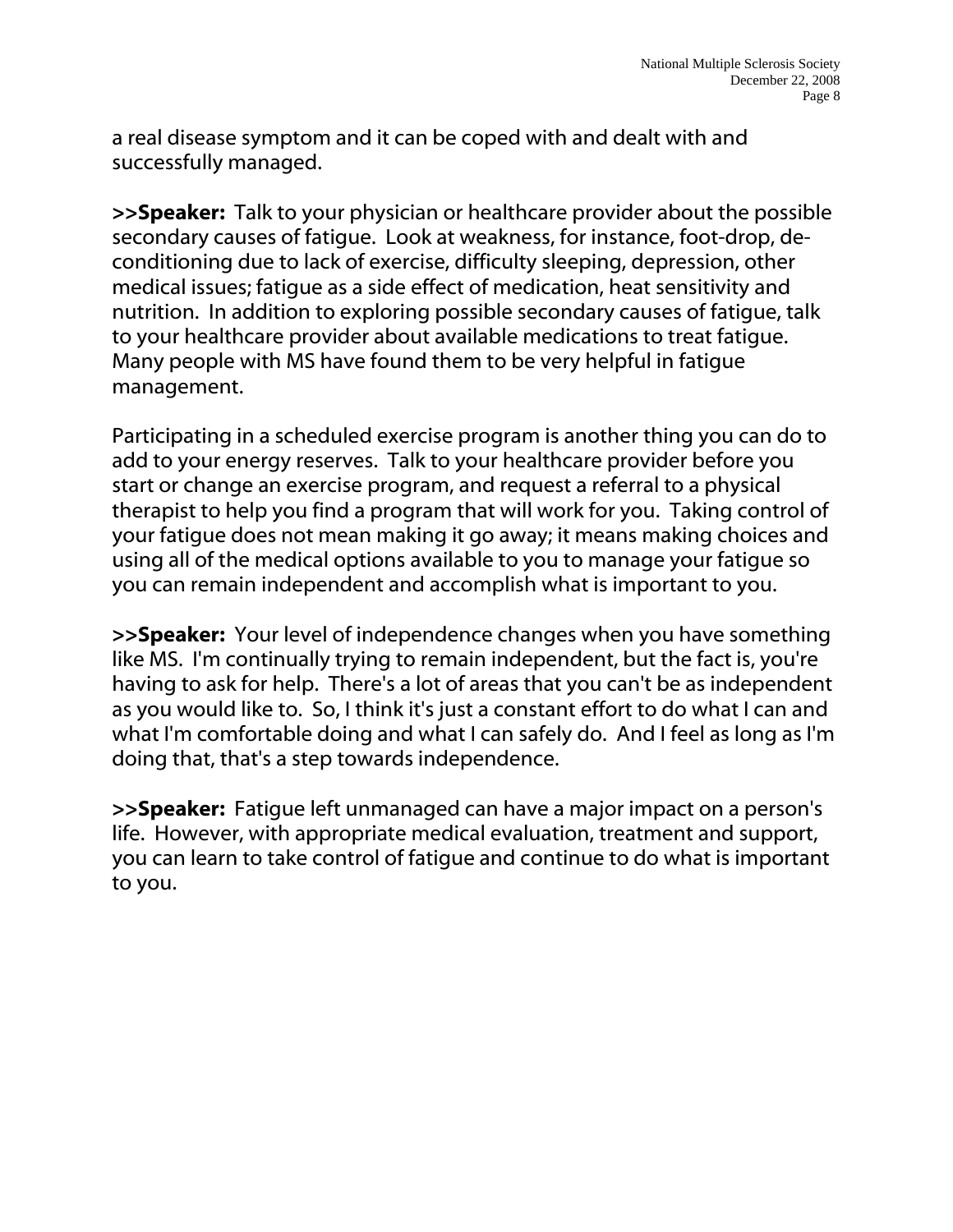a real disease symptom and it can be coped with and dealt with and successfully managed.

**>>Speaker:** Talk to your physician or healthcare provider about the possible secondary causes of fatigue. Look at weakness, for instance, foot-drop, de-conditioning due to lack of exercise, difficulty sleeping, depression, other medical issues; fatigue as a side effect of medication, heat sensitivity and nutrition. In addition to exploring possible secondary causes of fatigue, talk to your healthcare provider about available medications to treat fatigue. Many people with MS have found them to be very helpful in fatigue management.

Participating in a scheduled exercise program is another thing you can do to add to your energy reserves. Talk to your healthcare provider before you start or change an exercise program, and request a referral to a physical therapist to help you find a program that will work for you. Taking control of your fatigue does not mean making it go away; it means making choices and using all of the medical options available to you to manage your fatigue so you can remain independent and accomplish what is important to you.

**>>Speaker:** Your level of independence changes when you have something like MS. I'm continually trying to remain independent, but the fact is, you're having to ask for help. There's a lot of areas that you can't be as independent as you would like to. So, I think it's just a constant effort to do what I can and what I'm comfortable doing and what I can safely do. And I feel as long as I'm doing that, that's a step towards independence.

**>>Speaker:** Fatigue left unmanaged can have a major impact on a person's life. However, with appropriate medical evaluation, treatment and support, you can learn to take control of fatigue and continue to do what is important to you.